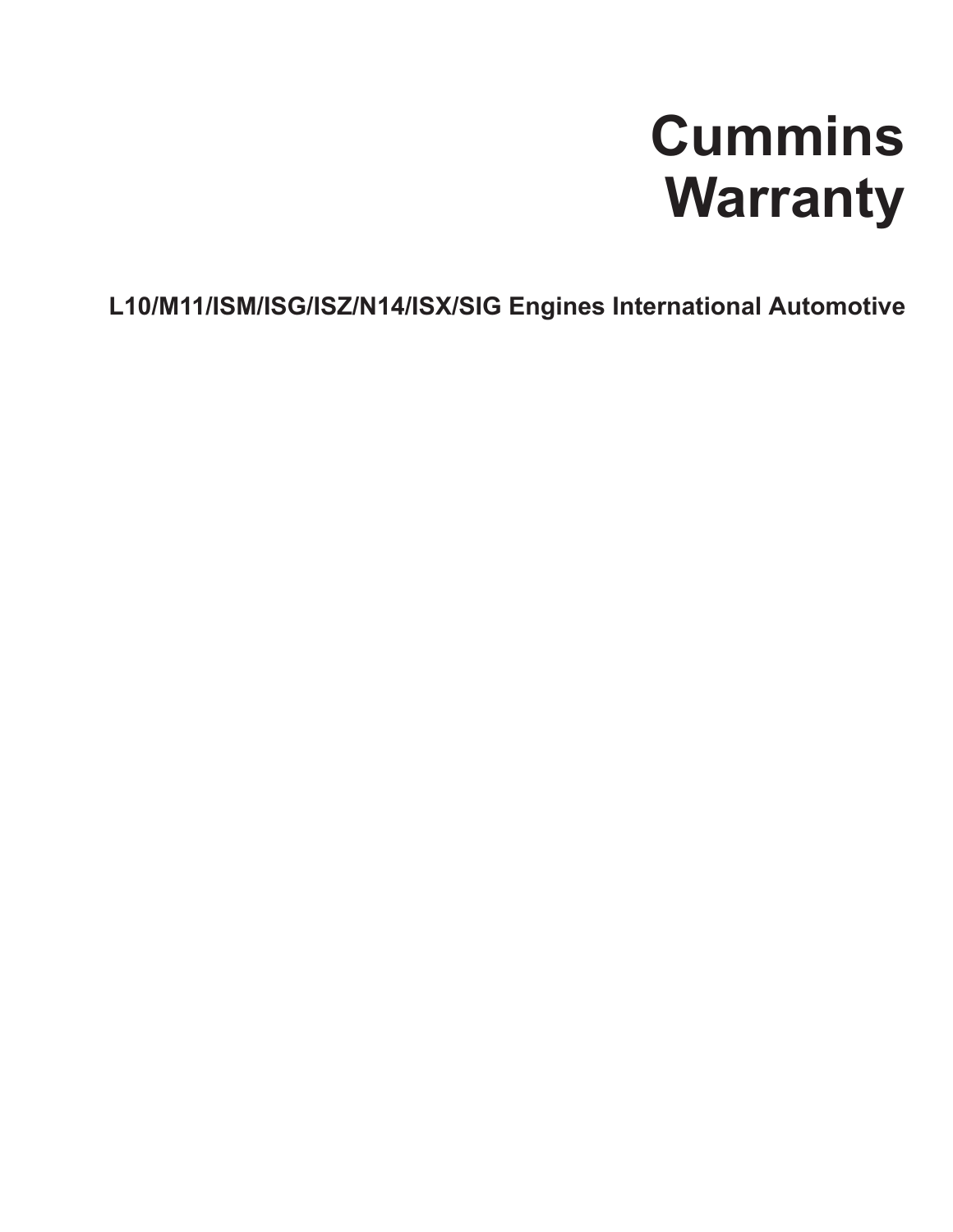# Cummins Warranty

**L10/M11/ISM/ISG/ISZ/N14/ISX/SIG Engines International Automotive**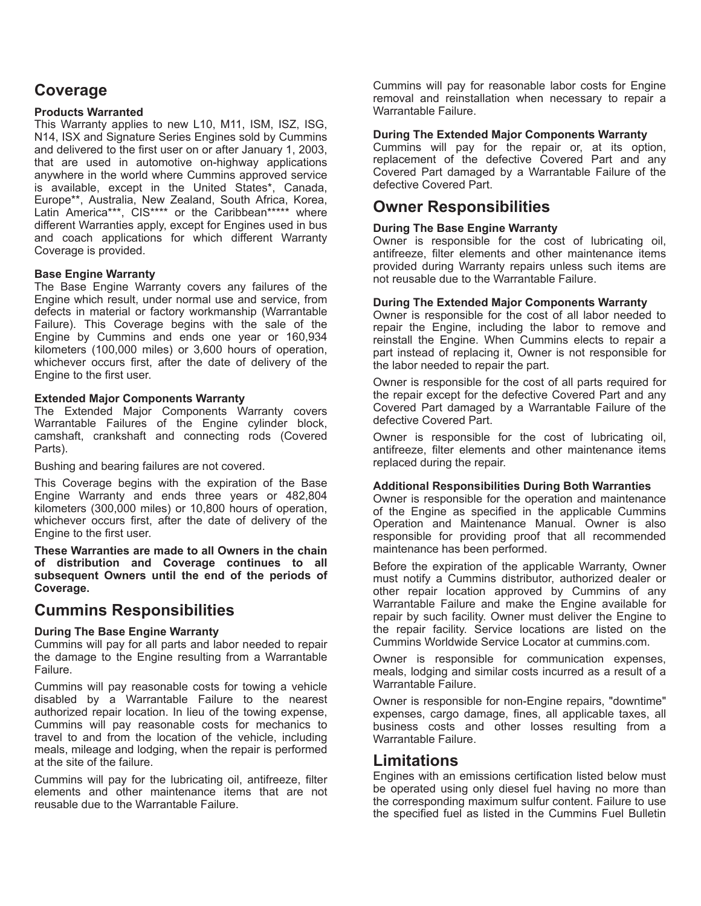## Coverage

### Products Warranted

This Warranty applies to new L10, M11, ISM, ISZ, ISG, N14, ISX and Signature Series Engines sold by Cummins and delivered to the first user on or after January 1, 2003, that are used in automotive on-highway applications anywhere in the world where Cummins approved service is available, except in the United States*, Canada, Europe**, Australia, New Zealand, South Africa, Korea, Latin America***, CIS**** or the Caribbean***** where different Warranties apply, except for Engines used in bus and coach applications for which different Warranty Coverage is provided.

### Base Engine Warranty

The Base Engine Warranty covers any failures of the Engine which result, under normal use and service, from defects in material or factory workmanship (Warrantable Failure). This Coverage begins with the sale of the Engine by Cummins and ends one year or 160,934 kilometers (100,000 miles) or 3,600 hours of operation, whichever occurs first, after the date of delivery of the Engine to the first user.

### Extended Major Components Warranty

The Extended Major Components Warranty covers Warrantable Failures of the Engine cylinder block, camshaft, crankshaft and connecting rods (Covered Parts).

Bushing and bearing failures are not covered.

This Coverage begins with the expiration of the Base Engine Warranty and ends three years or 482,804 kilometers (300,000 miles) or 10,800 hours of operation, whichever occurs first, after the date of delivery of the Engine to the first user.

**These Warranties are made to all Owners in the chain of distribution and Coverage continues to all subsequent Owners until the end of the periods of Coverage.**

## Cummins Responsibilities

### During The Base Engine Warranty

Cummins will pay for all parts and labor needed to repair the damage to the Engine resulting from a Warrantable Failure.

Cummins will pay reasonable costs for towing a vehicle disabled by a Warrantable Failure to the nearest authorized repair location. In lieu of the towing expense, Cummins will pay reasonable costs for mechanics to travel to and from the location of the vehicle, including meals, mileage and lodging, when the repair is performed at the site of the failure.

Cummins will pay for the lubricating oil, antifreeze, filter elements and other maintenance items that are not reusable due to the Warrantable Failure.

Cummins will pay for reasonable labor costs for Engine removal and reinstallation when necessary to repair a Warrantable Failure.

### During The Extended Major Components Warranty

Cummins will pay for the repair or, at its option, replacement of the defective Covered Part and any Covered Part damaged by a Warrantable Failure of the defective Covered Part.

## Owner Responsibilities

### During The Base Engine Warranty

Owner is responsible for the cost of lubricating oil, antifreeze, filter elements and other maintenance items provided during Warranty repairs unless such items are not reusable due to the Warrantable Failure.

### During The Extended Major Components Warranty

Owner is responsible for the cost of all labor needed to repair the Engine, including the labor to remove and reinstall the Engine. When Cummins elects to repair a part instead of replacing it, Owner is not responsible for the labor needed to repair the part.

Owner is responsible for the cost of all parts required for the repair except for the defective Covered Part and any Covered Part damaged by a Warrantable Failure of the defective Covered Part.

Owner is responsible for the cost of lubricating oil, antifreeze, filter elements and other maintenance items replaced during the repair.

### Additional Responsibilities During Both Warranties

Owner is responsible for the operation and maintenance of the Engine as specified in the applicable Cummins Operation and Maintenance Manual. Owner is also responsible for providing proof that all recommended maintenance has been performed.

Before the expiration of the applicable Warranty, Owner must notify a Cummins distributor, authorized dealer or other repair location approved by Cummins of any Warrantable Failure and make the Engine available for repair by such facility. Owner must deliver the Engine to the repair facility. Service locations are listed on the Cummins Worldwide Service Locator at cummins.com.

Owner is responsible for communication expenses, meals, lodging and similar costs incurred as a result of a Warrantable Failure.

Owner is responsible for non-Engine repairs, "downtime" expenses, cargo damage, fines, all applicable taxes, all business costs and other losses resulting from a Warrantable Failure.

## Limitations

Engines with an emissions certification listed below must be operated using only diesel fuel having no more than the corresponding maximum sulfur content. Failure to use the specified fuel as listed in the Cummins Fuel Bulletin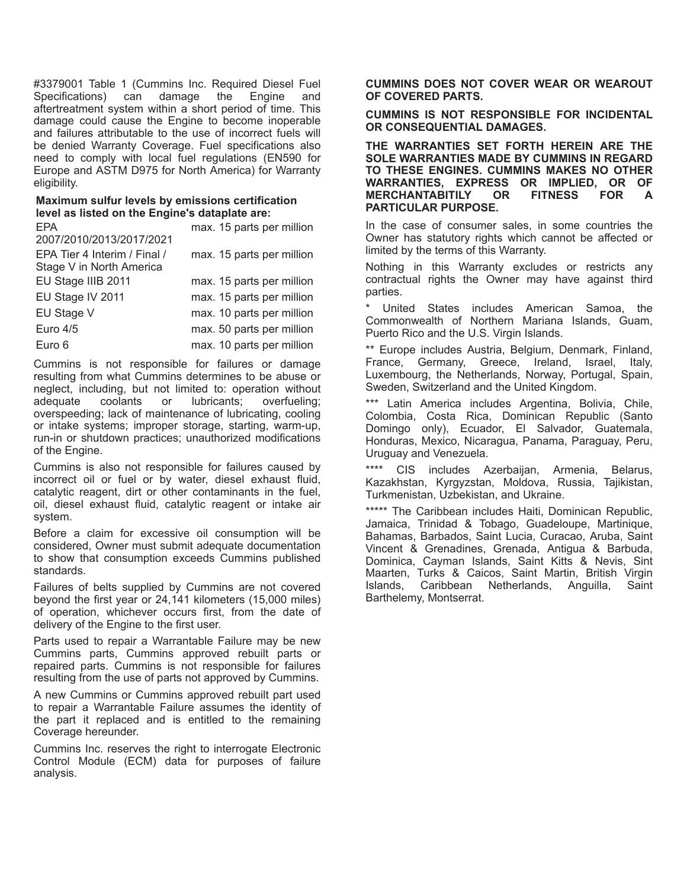#3379001 Table 1 (Cummins Inc. Required Diesel Fuel Specifications) can damage the Engine and aftertreatment system within a short period of time. This damage could cause the Engine to become inoperable and failures attributable to the use of incorrect fuels will be denied Warranty Coverage. Fuel specifications also need to comply with local fuel regulations (EN590 for Europe and ASTM D975 for North America) for Warranty eligibility.

**Maximum sulfur levels by emissions certification level as listed on the Engine's dataplate are:**

| | |
|---|---|
| EPA 2007/2010/2013/2017/2021 | max. 15 parts per million |
| EPA Tier 4 Interim / Final / Stage V in North America | max. 15 parts per million |
| EU Stage IIIB 2011 | max. 15 parts per million |
| EU Stage IV 2011 | max. 15 parts per million |
| EU Stage V | max. 10 parts per million |
| Euro 4/5 | max. 50 parts per million |
| Euro 6 | max. 10 parts per million |

Cummins is not responsible for failures or damage resulting from what Cummins determines to be abuse or neglect, including, but not limited to: operation without adequate coolants or lubricants; overfueling; overspeeding; lack of maintenance of lubricating, cooling or intake systems; improper storage, starting, warm-up, run-in or shutdown practices; unauthorized modifications of the Engine.

Cummins is also not responsible for failures caused by incorrect oil or fuel or by water, diesel exhaust fluid, catalytic reagent, dirt or other contaminants in the fuel, oil, diesel exhaust fluid, catalytic reagent or intake air system.

Before a claim for excessive oil consumption will be considered, Owner must submit adequate documentation to show that consumption exceeds Cummins published standards.

Failures of belts supplied by Cummins are not covered beyond the first year or 24,141 kilometers (15,000 miles) of operation, whichever occurs first, from the date of delivery of the Engine to the first user.

Parts used to repair a Warrantable Failure may be new Cummins parts, Cummins approved rebuilt parts or repaired parts. Cummins is not responsible for failures resulting from the use of parts not approved by Cummins.

A new Cummins or Cummins approved rebuilt part used to repair a Warrantable Failure assumes the identity of the part it replaced and is entitled to the remaining Coverage hereunder.

Cummins Inc. reserves the right to interrogate Electronic Control Module (ECM) data for purposes of failure analysis.

**CUMMINS DOES NOT COVER WEAR OR WEAROUT OF COVERED PARTS.**

**CUMMINS IS NOT RESPONSIBLE FOR INCIDENTAL OR CONSEQUENTIAL DAMAGES.**

**THE WARRANTIES SET FORTH HEREIN ARE THE SOLE WARRANTIES MADE BY CUMMINS IN REGARD TO THESE ENGINES. CUMMINS MAKES NO OTHER WARRANTIES, EXPRESS OR IMPLIED, OR OF MERCHANTABITILY OR FITNESS FOR A PARTICULAR PURPOSE.**

In the case of consumer sales, in some countries the Owner has statutory rights which cannot be affected or limited by the terms of this Warranty.

Nothing in this Warranty excludes or restricts any contractual rights the Owner may have against third parties.

\* United States includes American Samoa, the Commonwealth of Northern Mariana Islands, Guam, Puerto Rico and the U.S. Virgin Islands.

\*\* Europe includes Austria, Belgium, Denmark, Finland, France, Germany, Greece, Ireland, Israel, Italy, Luxembourg, the Netherlands, Norway, Portugal, Spain, Sweden, Switzerland and the United Kingdom.

\*\*\* Latin America includes Argentina, Bolivia, Chile, Colombia, Costa Rica, Dominican Republic (Santo Domingo only), Ecuador, El Salvador, Guatemala, Honduras, Mexico, Nicaragua, Panama, Paraguay, Peru, Uruguay and Venezuela.

\*\*\*\* CIS includes Azerbaijan, Armenia, Belarus, Kazakhstan, Kyrgyzstan, Moldova, Russia, Tajikistan, Turkmenistan, Uzbekistan, and Ukraine.

\*\*\*\*\* The Caribbean includes Haiti, Dominican Republic, Jamaica, Trinidad & Tobago, Guadeloupe, Martinique, Bahamas, Barbados, Saint Lucia, Curacao, Aruba, Saint Vincent & Grenadines, Grenada, Antigua & Barbuda, Dominica, Cayman Islands, Saint Kitts & Nevis, Sint Maarten, Turks & Caicos, Saint Martin, British Virgin Islands, Caribbean Netherlands, Anguilla, Saint Barthelemy, Montserrat.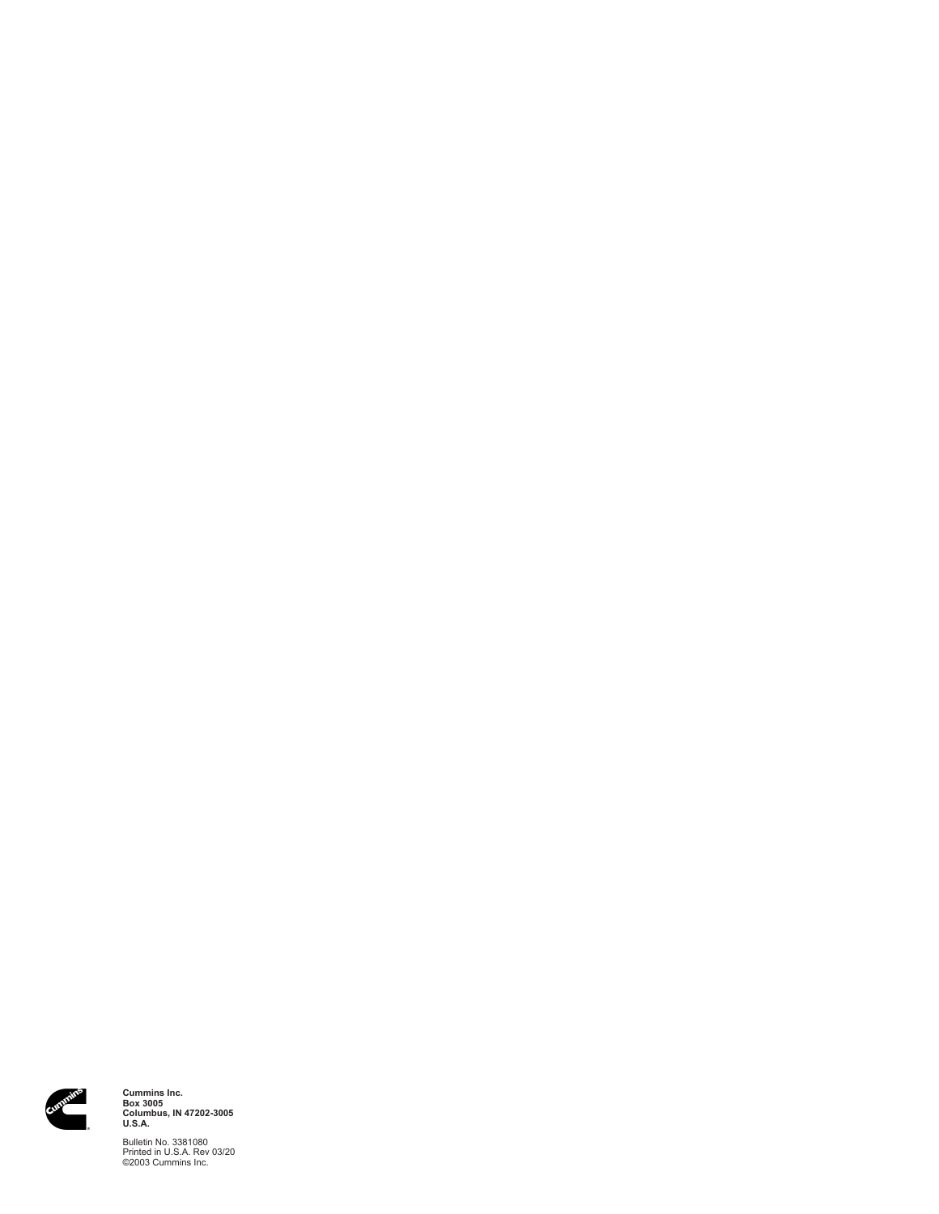**Cummins Inc.**
**Box 3005**
**Columbus, IN 47202-3005**
**U.S.A.**

Bulletin No. 3381080
Printed in U.S.A. Rev 03/20
©2003 Cummins Inc.